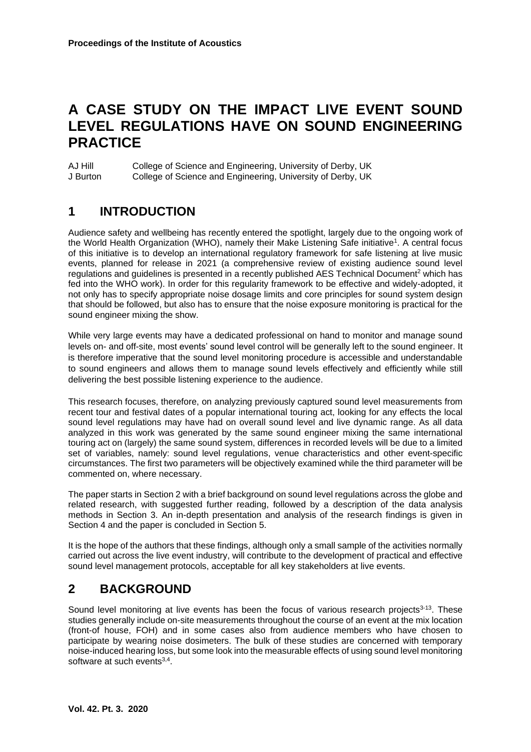# A CASE STUDY ON THE IMPACT LIVE EVENT SOUND LEVEL REGULATIONS HAVE ON SOUND ENGINEERING PRACTICE

AJ Hill College of Science and Engineering, University of Derby, UK
J Burton College of Science and Engineering, University of Derby, UK

## 1 INTRODUCTION

Audience safety and wellbeing has recently entered the spotlight, largely due to the ongoing work of the World Health Organization (WHO), namely their Make Listening Safe initiative[1]. A central focus of this initiative is to develop an international regulatory framework for safe listening at live music events, planned for release in 2021 (a comprehensive review of existing audience sound level regulations and guidelines is presented in a recently published AES Technical Document[2] which has fed into the WHO work). In order for this regularity framework to be effective and widely-adopted, it not only has to specify appropriate noise dosage limits and core principles for sound system design that should be followed, but also has to ensure that the noise exposure monitoring is practical for the sound engineer mixing the show.

While very large events may have a dedicated professional on hand to monitor and manage sound levels on- and off-site, most events' sound level control will be generally left to the sound engineer. It is therefore imperative that the sound level monitoring procedure is accessible and understandable to sound engineers and allows them to manage sound levels effectively and efficiently while still delivering the best possible listening experience to the audience.

This research focuses, therefore, on analyzing previously captured sound level measurements from recent tour and festival dates of a popular international touring act, looking for any effects the local sound level regulations may have had on overall sound level and live dynamic range. As all data analyzed in this work was generated by the same sound engineer mixing the same international touring act on (largely) the same sound system, differences in recorded levels will be due to a limited set of variables, namely: sound level regulations, venue characteristics and other event-specific circumstances. The first two parameters will be objectively examined while the third parameter will be commented on, where necessary.

The paper starts in Section 2 with a brief background on sound level regulations across the globe and related research, with suggested further reading, followed by a description of the data analysis methods in Section 3. An in-depth presentation and analysis of the research findings is given in Section 4 and the paper is concluded in Section 5.

It is the hope of the authors that these findings, although only a small sample of the activities normally carried out across the live event industry, will contribute to the development of practical and effective sound level management protocols, acceptable for all key stakeholders at live events.

## 2 BACKGROUND

Sound level monitoring at live events has been the focus of various research projects[3-13]. These studies generally include on-site measurements throughout the course of an event at the mix location (front-of house, FOH) and in some cases also from audience members who have chosen to participate by wearing noise dosimeters. The bulk of these studies are concerned with temporary noise-induced hearing loss, but some look into the measurable effects of using sound level monitoring software at such events[3,4].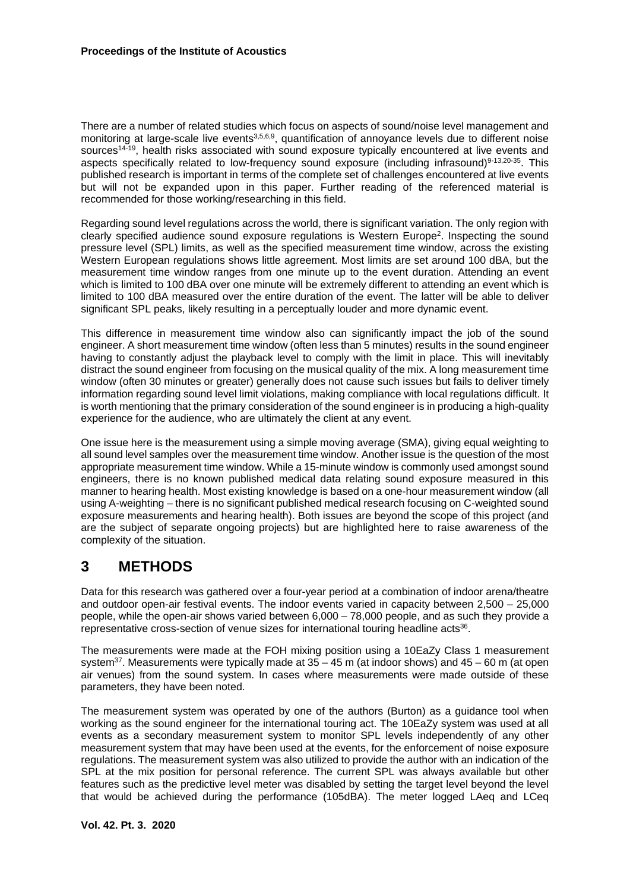There are a number of related studies which focus on aspects of sound/noise level management and monitoring at large-scale live events[3,5,6,9], quantification of annoyance levels due to different noise sources[14-19], health risks associated with sound exposure typically encountered at live events and aspects specifically related to low-frequency sound exposure (including infrasound)[9-13,20-35]. This published research is important in terms of the complete set of challenges encountered at live events but will not be expanded upon in this paper. Further reading of the referenced material is recommended for those working/researching in this field.

Regarding sound level regulations across the world, there is significant variation. The only region with clearly specified audience sound exposure regulations is Western Europe[2]. Inspecting the sound pressure level (SPL) limits, as well as the specified measurement time window, across the existing Western European regulations shows little agreement. Most limits are set around 100 dBA, but the measurement time window ranges from one minute up to the event duration. Attending an event which is limited to 100 dBA over one minute will be extremely different to attending an event which is limited to 100 dBA measured over the entire duration of the event. The latter will be able to deliver significant SPL peaks, likely resulting in a perceptually louder and more dynamic event.

This difference in measurement time window also can significantly impact the job of the sound engineer. A short measurement time window (often less than 5 minutes) results in the sound engineer having to constantly adjust the playback level to comply with the limit in place. This will inevitably distract the sound engineer from focusing on the musical quality of the mix. A long measurement time window (often 30 minutes or greater) generally does not cause such issues but fails to deliver timely information regarding sound level limit violations, making compliance with local regulations difficult. It is worth mentioning that the primary consideration of the sound engineer is in producing a high-quality experience for the audience, who are ultimately the client at any event.

One issue here is the measurement using a simple moving average (SMA), giving equal weighting to all sound level samples over the measurement time window. Another issue is the question of the most appropriate measurement time window. While a 15-minute window is commonly used amongst sound engineers, there is no known published medical data relating sound exposure measured in this manner to hearing health. Most existing knowledge is based on a one-hour measurement window (all using A-weighting – there is no significant published medical research focusing on C-weighted sound exposure measurements and hearing health). Both issues are beyond the scope of this project (and are the subject of separate ongoing projects) but are highlighted here to raise awareness of the complexity of the situation.

# 3 METHODS

Data for this research was gathered over a four-year period at a combination of indoor arena/theatre and outdoor open-air festival events. The indoor events varied in capacity between 2,500 – 25,000 people, while the open-air shows varied between 6,000 – 78,000 people, and as such they provide a representative cross-section of venue sizes for international touring headline acts[36].

The measurements were made at the FOH mixing position using a 10EaZy Class 1 measurement system[37]. Measurements were typically made at 35 – 45 m (at indoor shows) and 45 – 60 m (at open air venues) from the sound system. In cases where measurements were made outside of these parameters, they have been noted.

The measurement system was operated by one of the authors (Burton) as a guidance tool when working as the sound engineer for the international touring act. The 10EaZy system was used at all events as a secondary measurement system to monitor SPL levels independently of any other measurement system that may have been used at the events, for the enforcement of noise exposure regulations. The measurement system was also utilized to provide the author with an indication of the SPL at the mix position for personal reference. The current SPL was always available but other features such as the predictive level meter was disabled by setting the target level beyond the level that would be achieved during the performance (105dBA). The meter logged LAeq and LCeq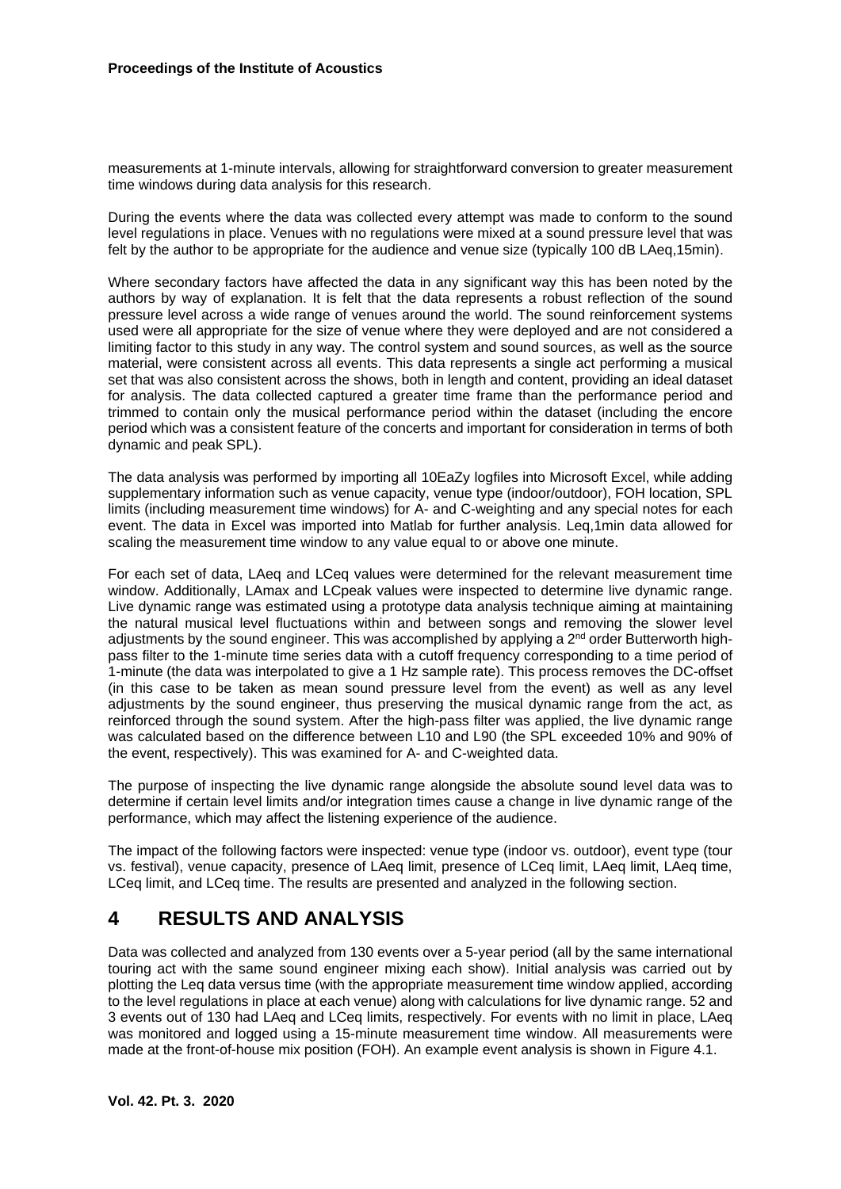measurements at 1-minute intervals, allowing for straightforward conversion to greater measurement time windows during data analysis for this research.

During the events where the data was collected every attempt was made to conform to the sound level regulations in place. Venues with no regulations were mixed at a sound pressure level that was felt by the author to be appropriate for the audience and venue size (typically 100 dB LAeq,15min).

Where secondary factors have affected the data in any significant way this has been noted by the authors by way of explanation. It is felt that the data represents a robust reflection of the sound pressure level across a wide range of venues around the world. The sound reinforcement systems used were all appropriate for the size of venue where they were deployed and are not considered a limiting factor to this study in any way. The control system and sound sources, as well as the source material, were consistent across all events. This data represents a single act performing a musical set that was also consistent across the shows, both in length and content, providing an ideal dataset for analysis. The data collected captured a greater time frame than the performance period and trimmed to contain only the musical performance period within the dataset (including the encore period which was a consistent feature of the concerts and important for consideration in terms of both dynamic and peak SPL).

The data analysis was performed by importing all 10EaZy logfiles into Microsoft Excel, while adding supplementary information such as venue capacity, venue type (indoor/outdoor), FOH location, SPL limits (including measurement time windows) for A- and C-weighting and any special notes for each event. The data in Excel was imported into Matlab for further analysis. Leq,1min data allowed for scaling the measurement time window to any value equal to or above one minute.

For each set of data, LAeq and LCeq values were determined for the relevant measurement time window. Additionally, LAmax and LCpeak values were inspected to determine live dynamic range. Live dynamic range was estimated using a prototype data analysis technique aiming at maintaining the natural musical level fluctuations within and between songs and removing the slower level adjustments by the sound engineer. This was accomplished by applying a 2nd order Butterworth high-pass filter to the 1-minute time series data with a cutoff frequency corresponding to a time period of 1-minute (the data was interpolated to give a 1 Hz sample rate). This process removes the DC-offset (in this case to be taken as mean sound pressure level from the event) as well as any level adjustments by the sound engineer, thus preserving the musical dynamic range from the act, as reinforced through the sound system. After the high-pass filter was applied, the live dynamic range was calculated based on the difference between L10 and L90 (the SPL exceeded 10% and 90% of the event, respectively). This was examined for A- and C-weighted data.

The purpose of inspecting the live dynamic range alongside the absolute sound level data was to determine if certain level limits and/or integration times cause a change in live dynamic range of the performance, which may affect the listening experience of the audience.

The impact of the following factors were inspected: venue type (indoor vs. outdoor), event type (tour vs. festival), venue capacity, presence of LAeq limit, presence of LCeq limit, LAeq limit, LAeq time, LCeq limit, and LCeq time. The results are presented and analyzed in the following section.

# 4 RESULTS AND ANALYSIS

Data was collected and analyzed from 130 events over a 5-year period (all by the same international touring act with the same sound engineer mixing each show). Initial analysis was carried out by plotting the Leq data versus time (with the appropriate measurement time window applied, according to the level regulations in place at each venue) along with calculations for live dynamic range. 52 and 3 events out of 130 had LAeq and LCeq limits, respectively. For events with no limit in place, LAeq was monitored and logged using a 15-minute measurement time window. All measurements were made at the front-of-house mix position (FOH). An example event analysis is shown in Figure 4.1.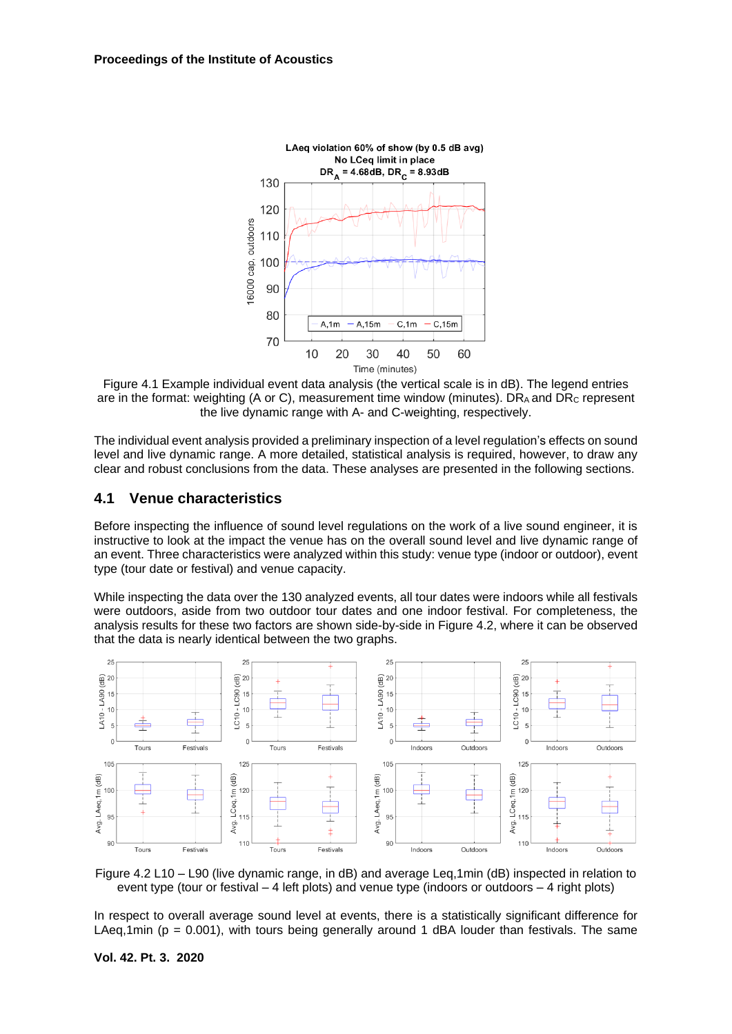Figure 4.1 Example individual event data analysis (the vertical scale is in dB). The legend entries are in the format: weighting (A or C), measurement time window (minutes). $DR_A$ and $DR_C$ represent the live dynamic range with A- and C-weighting, respectively.

The individual event analysis provided a preliminary inspection of a level regulation's effects on sound level and live dynamic range. A more detailed, statistical analysis is required, however, to draw any clear and robust conclusions from the data. These analyses are presented in the following sections.

## 4.1 Venue characteristics

Before inspecting the influence of sound level regulations on the work of a live sound engineer, it is instructive to look at the impact the venue has on the overall sound level and live dynamic range of an event. Three characteristics were analyzed within this study: venue type (indoor or outdoor), event type (tour date or festival) and venue capacity.

While inspecting the data over the 130 analyzed events, all tour dates were indoors while all festivals were outdoors, aside from two outdoor tour dates and one indoor festival. For completeness, the analysis results for these two factors are shown side-by-side in Figure 4.2, where it can be observed that the data is nearly identical between the two graphs.

Figure 4.2 L10 – L90 (live dynamic range, in dB) and average Leq,1min (dB) inspected in relation to event type (tour or festival – 4 left plots) and venue type (indoors or outdoors – 4 right plots)

In respect to overall average sound level at events, there is a statistically significant difference for LAeq,1min ($p = 0.001$), with tours being generally around 1 dBA louder than festivals. The same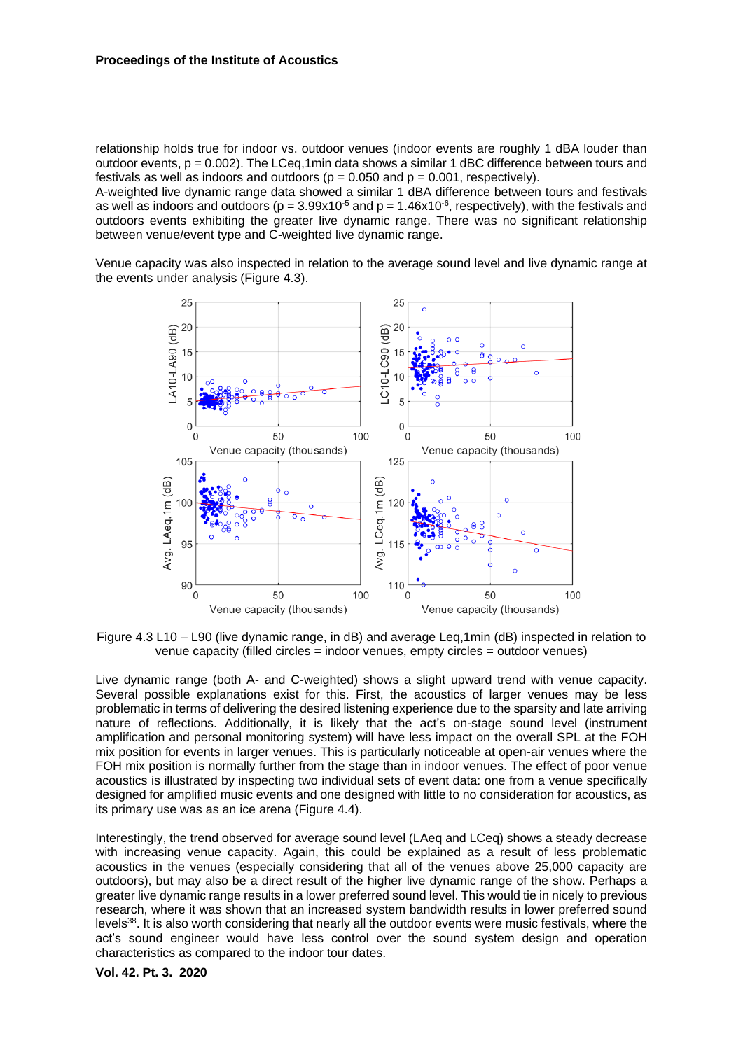relationship holds true for indoor vs. outdoor venues (indoor events are roughly 1 dBA louder than outdoor events, $p = 0.002$). The $L_{Ceq,1min}$ data shows a similar 1 dBC difference between tours and festivals as well as indoors and outdoors ($p = 0.050$ and $p = 0.001$, respectively).

A-weighted live dynamic range data showed a similar 1 dBA difference between tours and festivals as well as indoors and outdoors ($p = 3.99 \times 10^{-5}$ and $p = 1.46 \times 10^{-6}$, respectively), with the festivals and outdoors events exhibiting the greater live dynamic range. There was no significant relationship between venue/event type and C-weighted live dynamic range.

Venue capacity was also inspected in relation to the average sound level and live dynamic range at the events under analysis (Figure 4.3).

Figure 4.3 L10 – L90 (live dynamic range, in dB) and average Leq,1min (dB) inspected in relation to venue capacity (filled circles = indoor venues, empty circles = outdoor venues)

Live dynamic range (both A- and C-weighted) shows a slight upward trend with venue capacity. Several possible explanations exist for this. First, the acoustics of larger venues may be less problematic in terms of delivering the desired listening experience due to the sparsity and late arriving nature of reflections. Additionally, it is likely that the act's on-stage sound level (instrument amplification and personal monitoring system) will have less impact on the overall SPL at the FOH mix position for events in larger venues. This is particularly noticeable at open-air venues where the FOH mix position is normally further from the stage than in indoor venues. The effect of poor venue acoustics is illustrated by inspecting two individual sets of event data: one from a venue specifically designed for amplified music events and one designed with little to no consideration for acoustics, as its primary use was as an ice arena (Figure 4.4).

Interestingly, the trend observed for average sound level (LAeq and LCeq) shows a steady decrease with increasing venue capacity. Again, this could be explained as a result of less problematic acoustics in the venues (especially considering that all of the venues above 25,000 capacity are outdoors), but may also be a direct result of the higher live dynamic range of the show. Perhaps a greater live dynamic range results in a lower preferred sound level. This would tie in nicely to previous research, where it was shown that an increased system bandwidth results in lower preferred sound levels[38]. It is also worth considering that nearly all the outdoor events were music festivals, where the act's sound engineer would have less control over the sound system design and operation characteristics as compared to the indoor tour dates.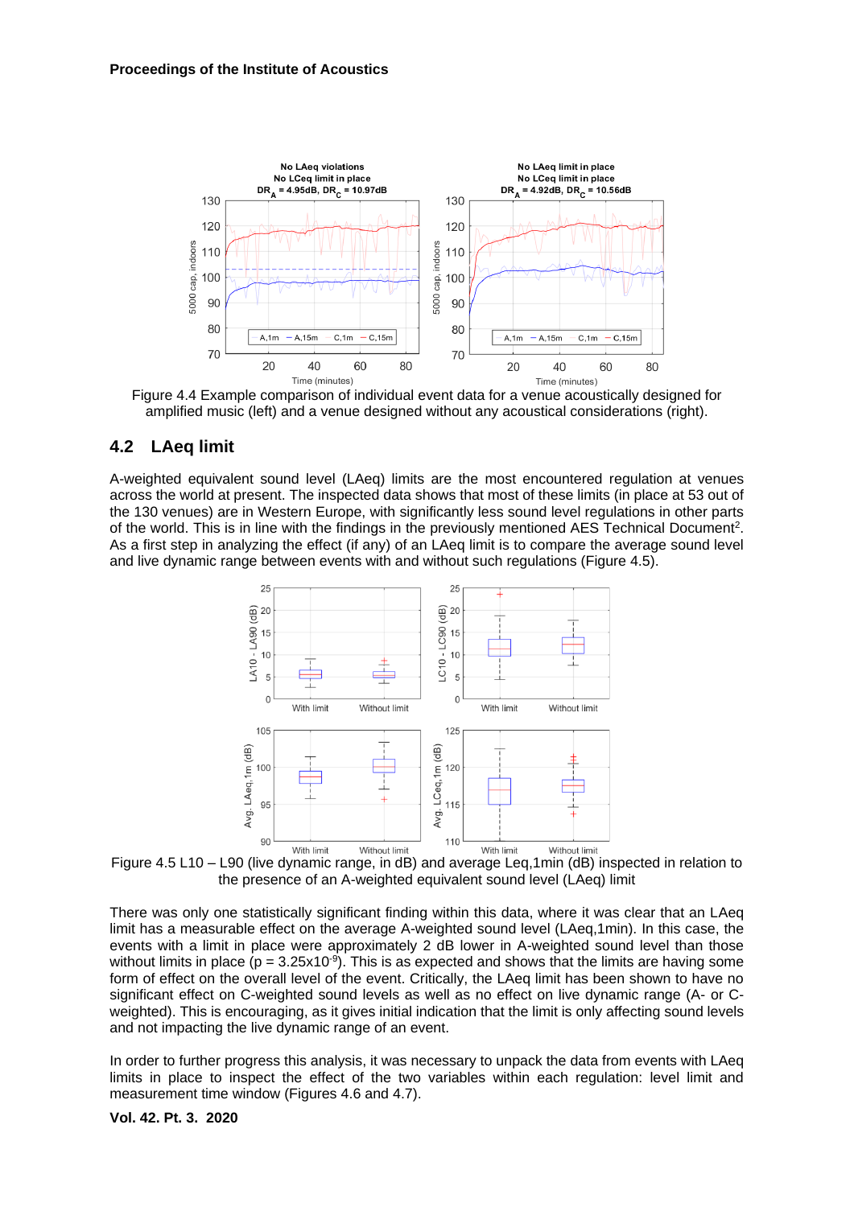Figure 4.4 Example comparison of individual event data for a venue acoustically designed for amplified music (left) and a venue designed without any acoustical considerations (right).

## 4.2 LAeq limit

A-weighted equivalent sound level (LAeq) limits are the most encountered regulation at venues across the world at present. The inspected data shows that most of these limits (in place at 53 out of the 130 venues) are in Western Europe, with significantly less sound level regulations in other parts of the world. This is in line with the findings in the previously mentioned AES Technical Document[2]. As a first step in analyzing the effect (if any) of an LAeq limit is to compare the average sound level and live dynamic range between events with and without such regulations (Figure 4.5).

Figure 4.5 L10 – L90 (live dynamic range, in dB) and average Leq,1min (dB) inspected in relation to the presence of an A-weighted equivalent sound level (LAeq) limit

There was only one statistically significant finding within this data, where it was clear that an LAeq limit has a measurable effect on the average A-weighted sound level (LAeq,1min). In this case, the events with a limit in place were approximately 2 dB lower in A-weighted sound level than those without limits in place ($p = 3.25 \times 10^{-9}$). This is as expected and shows that the limits are having some form of effect on the overall level of the event. Critically, the LAeq limit has been shown to have no significant effect on C-weighted sound levels as well as no effect on live dynamic range (A- or C-weighted). This is encouraging, as it gives initial indication that the limit is only affecting sound levels and not impacting the live dynamic range of an event.

In order to further progress this analysis, it was necessary to unpack the data from events with LAeq limits in place to inspect the effect of the two variables within each regulation: level limit and measurement time window (Figures 4.6 and 4.7).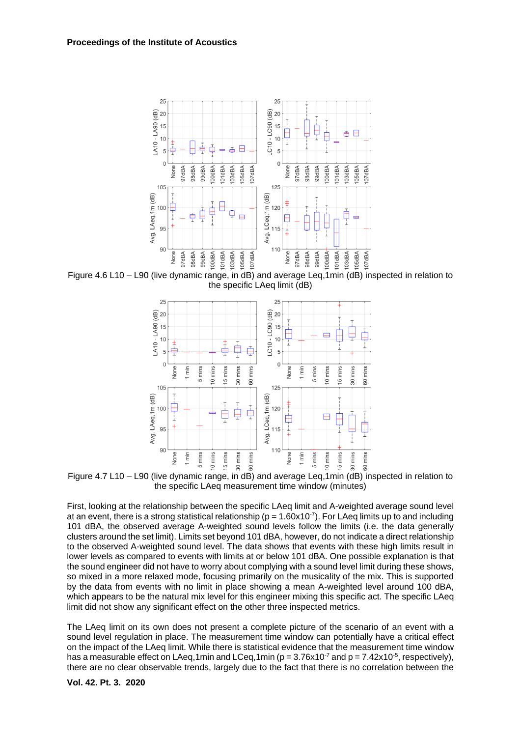Figure 4.6 L10 – L90 (live dynamic range, in dB) and average Leq,1min (dB) inspected in relation to the specific LAeq limit (dB)

Figure 4.7 L10 – L90 (live dynamic range, in dB) and average Leq,1min (dB) inspected in relation to the specific LAeq measurement time window (minutes)

First, looking at the relationship between the specific LAeq limit and A-weighted average sound level at an event, there is a strong statistical relationship ($p = 1.60 \times 10^{-7}$). For LAeq limits up to and including 101 dBA, the observed average A-weighted sound levels follow the limits (i.e. the data generally clusters around the set limit). Limits set beyond 101 dBA, however, do not indicate a direct relationship to the observed A-weighted sound level. The data shows that events with these high limits result in lower levels as compared to events with limits at or below 101 dBA. One possible explanation is that the sound engineer did not have to worry about complying with a sound level limit during these shows, so mixed in a more relaxed mode, focusing primarily on the musicality of the mix. This is supported by the data from events with no limit in place showing a mean A-weighted level around 100 dBA, which appears to be the natural mix level for this engineer mixing this specific act. The specific LAeq limit did not show any significant effect on the other three inspected metrics.

The LAeq limit on its own does not present a complete picture of the scenario of an event with a sound level regulation in place. The measurement time window can potentially have a critical effect on the impact of the LAeq limit. While there is statistical evidence that the measurement time window has a measurable effect on LAeq,1min and LCeq,1min ($p = 3.76 \times 10^{-7}$ and $p = 7.42 \times 10^{-5}$, respectively), there are no clear observable trends, largely due to the fact that there is no correlation between the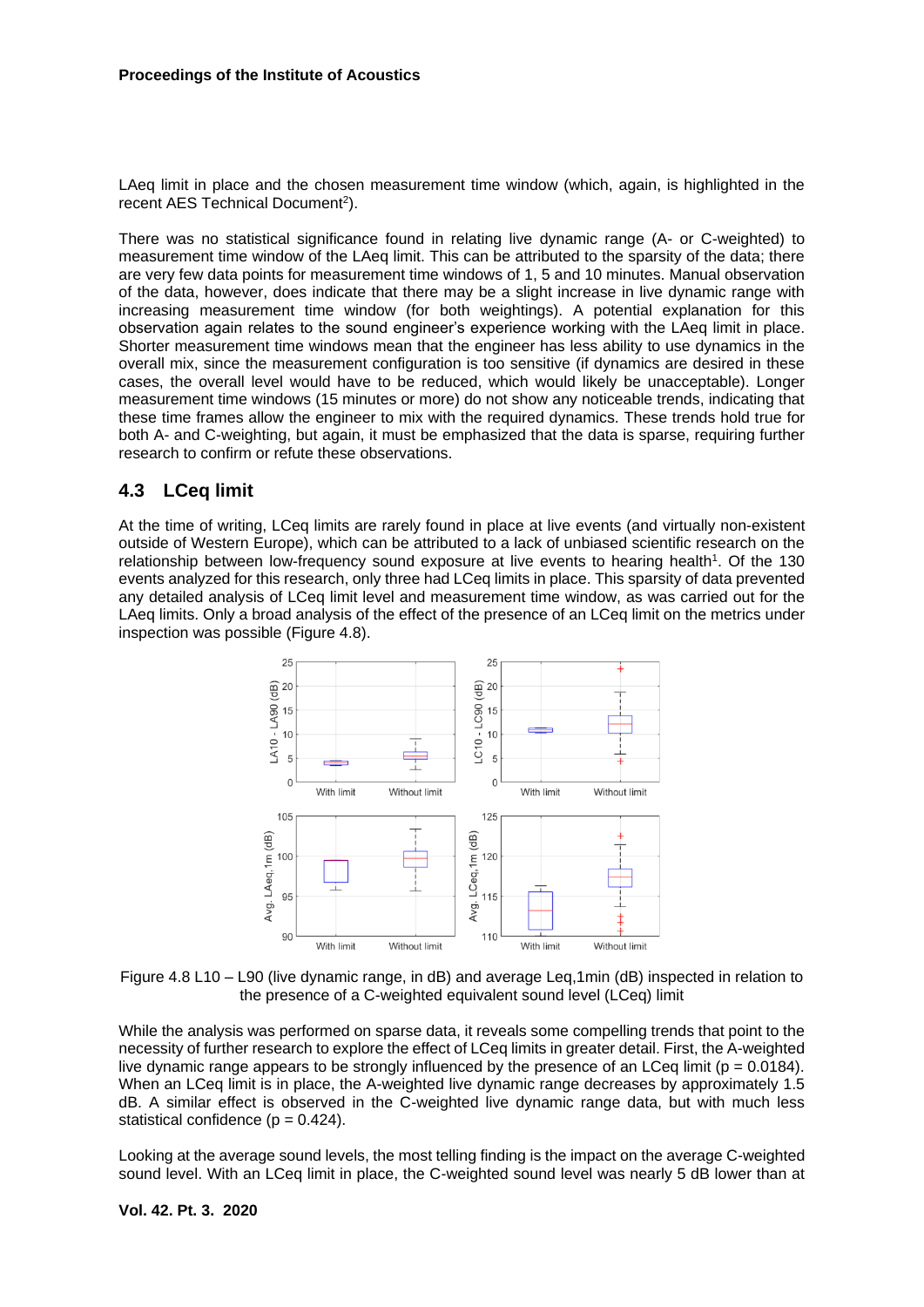LAeq limit in place and the chosen measurement time window (which, again, is highlighted in the recent AES Technical Document[2]).

There was no statistical significance found in relating live dynamic range (A- or C-weighted) to measurement time window of the LAeq limit. This can be attributed to the sparsity of the data; there are very few data points for measurement time windows of 1, 5 and 10 minutes. Manual observation of the data, however, does indicate that there may be a slight increase in live dynamic range with increasing measurement time window (for both weightings). A potential explanation for this observation again relates to the sound engineer's experience working with the LAeq limit in place. Shorter measurement time windows mean that the engineer has less ability to use dynamics in the overall mix, since the measurement configuration is too sensitive (if dynamics are desired in these cases, the overall level would have to be reduced, which would likely be unacceptable). Longer measurement time windows (15 minutes or more) do not show any noticeable trends, indicating that these time frames allow the engineer to mix with the required dynamics. These trends hold true for both A- and C-weighting, but again, it must be emphasized that the data is sparse, requiring further research to confirm or refute these observations.

## 4.3 LCeq limit

At the time of writing, LCeq limits are rarely found in place at live events (and virtually non-existent outside of Western Europe), which can be attributed to a lack of unbiased scientific research on the relationship between low-frequency sound exposure at live events to hearing health[1]. Of the 130 events analyzed for this research, only three had LCeq limits in place. This sparsity of data prevented any detailed analysis of LCeq limit level and measurement time window, as was carried out for the LAeq limits. Only a broad analysis of the effect of the presence of an LCeq limit on the metrics under inspection was possible (Figure 4.8).

Figure 4.8 L10 – L90 (live dynamic range, in dB) and average Leq,1min (dB) inspected in relation to the presence of a C-weighted equivalent sound level (LCeq) limit

While the analysis was performed on sparse data, it reveals some compelling trends that point to the necessity of further research to explore the effect of LCeq limits in greater detail. First, the A-weighted live dynamic range appears to be strongly influenced by the presence of an LCeq limit ($p = 0.0184$). When an LCeq limit is in place, the A-weighted live dynamic range decreases by approximately 1.5 dB. A similar effect is observed in the C-weighted live dynamic range data, but with much less statistical confidence ($p = 0.424$).

Looking at the average sound levels, the most telling finding is the impact on the average C-weighted sound level. With an LCeq limit in place, the C-weighted sound level was nearly 5 dB lower than at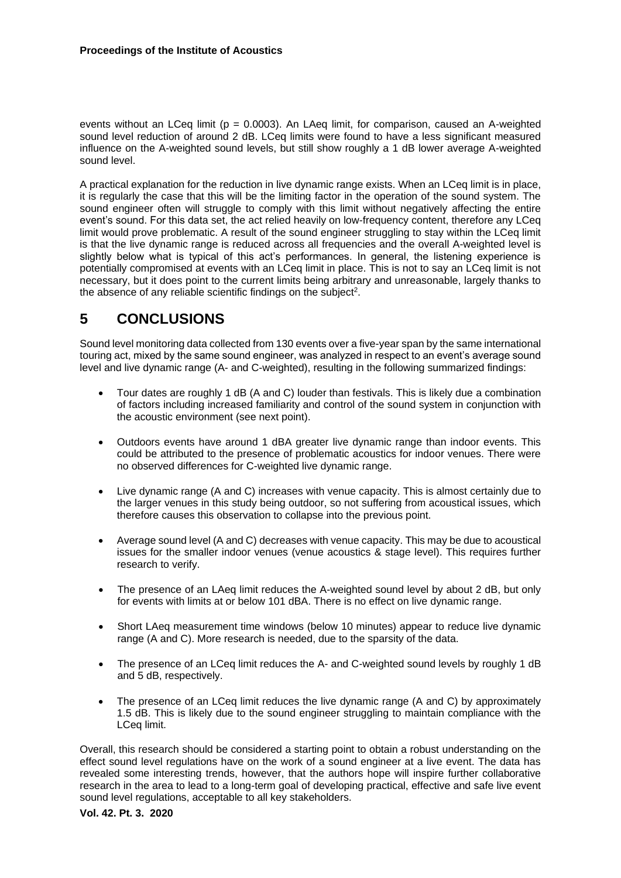events without an LCeq limit ($p = 0.0003$). An LAeq limit, for comparison, caused an A-weighted sound level reduction of around 2 dB. LCeq limits were found to have a less significant measured influence on the A-weighted sound levels, but still show roughly a 1 dB lower average A-weighted sound level.

A practical explanation for the reduction in live dynamic range exists. When an LCeq limit is in place, it is regularly the case that this will be the limiting factor in the operation of the sound system. The sound engineer often will struggle to comply with this limit without negatively affecting the entire event's sound. For this data set, the act relied heavily on low-frequency content, therefore any LCeq limit would prove problematic. A result of the sound engineer struggling to stay within the LCeq limit is that the live dynamic range is reduced across all frequencies and the overall A-weighted level is slightly below what is typical of this act's performances. In general, the listening experience is potentially compromised at events with an LCeq limit in place. This is not to say an LCeq limit is not necessary, but it does point to the current limits being arbitrary and unreasonable, largely thanks to the absence of any reliable scientific findings on the subject[2].

# 5 CONCLUSIONS

Sound level monitoring data collected from 130 events over a five-year span by the same international touring act, mixed by the same sound engineer, was analyzed in respect to an event's average sound level and live dynamic range (A- and C-weighted), resulting in the following summarized findings:

- Tour dates are roughly 1 dB (A and C) louder than festivals. This is likely due a combination of factors including increased familiarity and control of the sound system in conjunction with the acoustic environment (see next point).
- Outdoors events have around 1 dBA greater live dynamic range than indoor events. This could be attributed to the presence of problematic acoustics for indoor venues. There were no observed differences for C-weighted live dynamic range.
- Live dynamic range (A and C) increases with venue capacity. This is almost certainly due to the larger venues in this study being outdoor, so not suffering from acoustical issues, which therefore causes this observation to collapse into the previous point.
- Average sound level (A and C) decreases with venue capacity. This may be due to acoustical issues for the smaller indoor venues (venue acoustics & stage level). This requires further research to verify.
- The presence of an LAeq limit reduces the A-weighted sound level by about 2 dB, but only for events with limits at or below 101 dBA. There is no effect on live dynamic range.
- Short LAeq measurement time windows (below 10 minutes) appear to reduce live dynamic range (A and C). More research is needed, due to the sparsity of the data.
- The presence of an LCeq limit reduces the A- and C-weighted sound levels by roughly 1 dB and 5 dB, respectively.
- The presence of an LCeq limit reduces the live dynamic range (A and C) by approximately 1.5 dB. This is likely due to the sound engineer struggling to maintain compliance with the LCeq limit.

Overall, this research should be considered a starting point to obtain a robust understanding on the effect sound level regulations have on the work of a sound engineer at a live event. The data has revealed some interesting trends, however, that the authors hope will inspire further collaborative research in the area to lead to a long-term goal of developing practical, effective and safe live event sound level regulations, acceptable to all key stakeholders.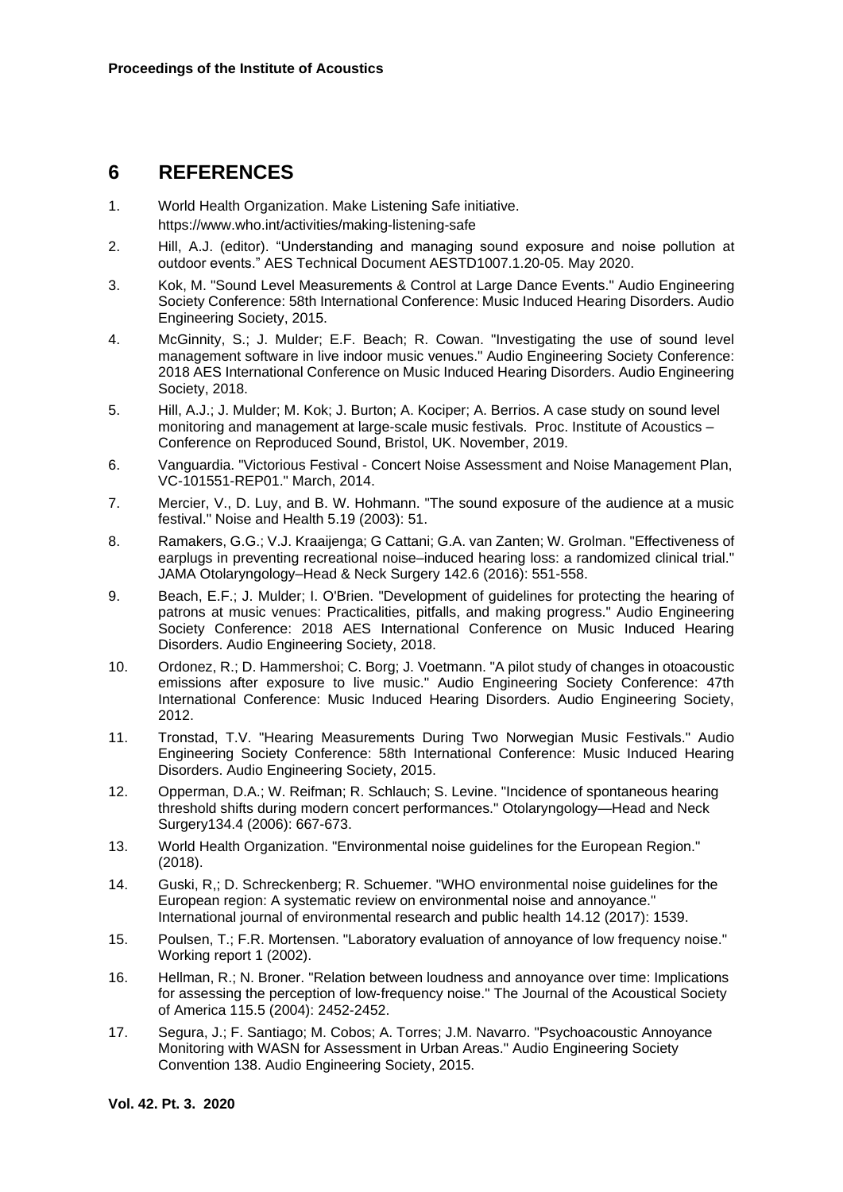# 6 REFERENCES

1. World Health Organization. Make Listening Safe initiative. https://www.who.int/activities/making-listening-safe
2. Hill, A.J. (editor). "Understanding and managing sound exposure and noise pollution at outdoor events." AES Technical Document AESTD1007.1.20-05. May 2020.
3. Kok, M. "Sound Level Measurements & Control at Large Dance Events." Audio Engineering Society Conference: 58th International Conference: Music Induced Hearing Disorders. Audio Engineering Society, 2015.
4. McGinnity, S.; J. Mulder; E.F. Beach; R. Cowan. "Investigating the use of sound level management software in live indoor music venues." Audio Engineering Society Conference: 2018 AES International Conference on Music Induced Hearing Disorders. Audio Engineering Society, 2018.
5. Hill, A.J.; J. Mulder; M. Kok; J. Burton; A. Kociper; A. Berrios. A case study on sound level monitoring and management at large-scale music festivals. Proc. Institute of Acoustics – Conference on Reproduced Sound, Bristol, UK. November, 2019.
6. Vanguardia. "Victorious Festival - Concert Noise Assessment and Noise Management Plan, VC-101551-REP01." March, 2014.
7. Mercier, V., D. Luy, and B. W. Hohmann. "The sound exposure of the audience at a music festival." Noise and Health 5.19 (2003): 51.
8. Ramakers, G.G.; V.J. Kraaijenga; G Cattani; G.A. van Zanten; W. Grolman. "Effectiveness of earplugs in preventing recreational noise–induced hearing loss: a randomized clinical trial." JAMA Otolaryngology–Head & Neck Surgery 142.6 (2016): 551-558.
9. Beach, E.F.; J. Mulder; I. O'Brien. "Development of guidelines for protecting the hearing of patrons at music venues: Practicalities, pitfalls, and making progress." Audio Engineering Society Conference: 2018 AES International Conference on Music Induced Hearing Disorders. Audio Engineering Society, 2018.
10. Ordonez, R.; D. Hammershoi; C. Borg; J. Voetmann. "A pilot study of changes in otoacoustic emissions after exposure to live music." Audio Engineering Society Conference: 47th International Conference: Music Induced Hearing Disorders. Audio Engineering Society, 2012.
11. Tronstad, T.V. "Hearing Measurements During Two Norwegian Music Festivals." Audio Engineering Society Conference: 58th International Conference: Music Induced Hearing Disorders. Audio Engineering Society, 2015.
12. Opperman, D.A.; W. Reifman; R. Schlauch; S. Levine. "Incidence of spontaneous hearing threshold shifts during modern concert performances." Otolaryngology—Head and Neck Surgery134.4 (2006): 667-673.
13. World Health Organization. "Environmental noise guidelines for the European Region." (2018).
14. Guski, R,; D. Schreckenberg; R. Schuemer. "WHO environmental noise guidelines for the European region: A systematic review on environmental noise and annoyance." International journal of environmental research and public health 14.12 (2017): 1539.
15. Poulsen, T.; F.R. Mortensen. "Laboratory evaluation of annoyance of low frequency noise." Working report 1 (2002).
16. Hellman, R.; N. Broner. "Relation between loudness and annoyance over time: Implications for assessing the perception of low-frequency noise." The Journal of the Acoustical Society of America 115.5 (2004): 2452-2452.
17. Segura, J.; F. Santiago; M. Cobos; A. Torres; J.M. Navarro. "Psychoacoustic Annoyance Monitoring with WASN for Assessment in Urban Areas." Audio Engineering Society Convention 138. Audio Engineering Society, 2015.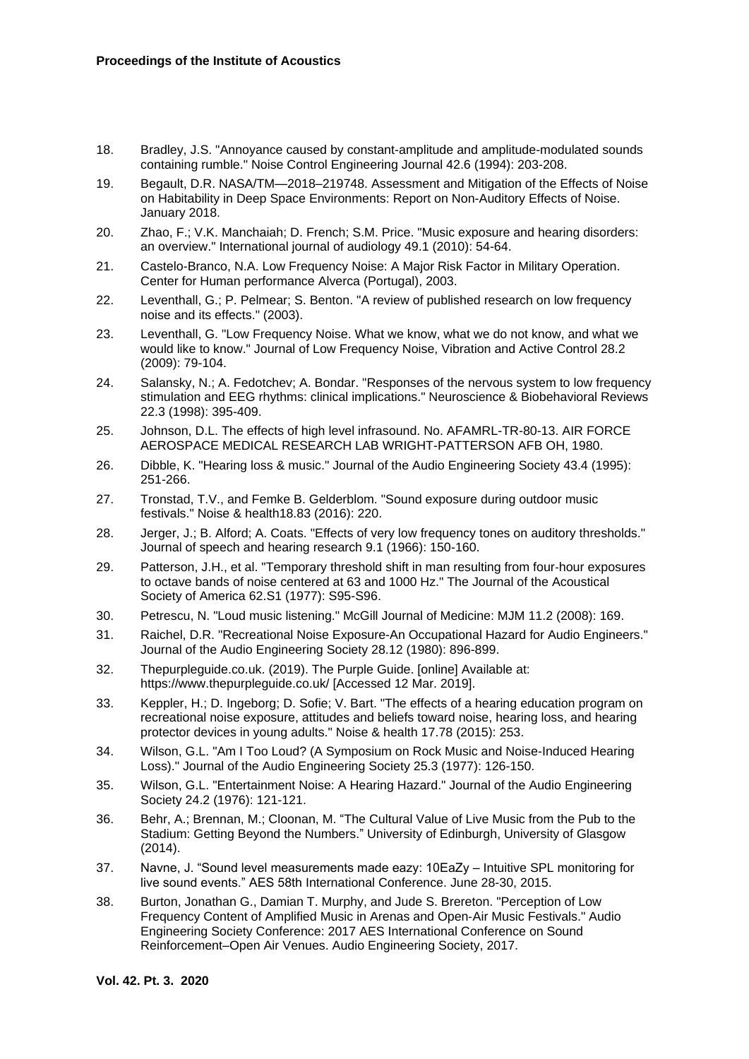18. Bradley, J.S. "Annoyance caused by constant-amplitude and amplitude-modulated sounds containing rumble." Noise Control Engineering Journal 42.6 (1994): 203-208.
19. Begault, D.R. NASA/TM—2018–219748. Assessment and Mitigation of the Effects of Noise on Habitability in Deep Space Environments: Report on Non-Auditory Effects of Noise. January 2018.
20. Zhao, F.; V.K. Manchaiah; D. French; S.M. Price. "Music exposure and hearing disorders: an overview." International journal of audiology 49.1 (2010): 54-64.
21. Castelo-Branco, N.A. Low Frequency Noise: A Major Risk Factor in Military Operation. Center for Human performance Alverca (Portugal), 2003.
22. Leventhall, G.; P. Pelmear; S. Benton. "A review of published research on low frequency noise and its effects." (2003).
23. Leventhall, G. "Low Frequency Noise. What we know, what we do not know, and what we would like to know." Journal of Low Frequency Noise, Vibration and Active Control 28.2 (2009): 79-104.
24. Salansky, N.; A. Fedotchev; A. Bondar. "Responses of the nervous system to low frequency stimulation and EEG rhythms: clinical implications." Neuroscience & Biobehavioral Reviews 22.3 (1998): 395-409.
25. Johnson, D.L. The effects of high level infrasound. No. AFAMRL-TR-80-13. AIR FORCE AEROSPACE MEDICAL RESEARCH LAB WRIGHT-PATTERSON AFB OH, 1980.
26. Dibble, K. "Hearing loss & music." Journal of the Audio Engineering Society 43.4 (1995): 251-266.
27. Tronstad, T.V., and Femke B. Gelderblom. "Sound exposure during outdoor music festivals." Noise & health18.83 (2016): 220.
28. Jerger, J.; B. Alford; A. Coats. "Effects of very low frequency tones on auditory thresholds." Journal of speech and hearing research 9.1 (1966): 150-160.
29. Patterson, J.H., et al. "Temporary threshold shift in man resulting from four-hour exposures to octave bands of noise centered at 63 and 1000 Hz." The Journal of the Acoustical Society of America 62.S1 (1977): S95-S96.
30. Petrescu, N. "Loud music listening." McGill Journal of Medicine: MJM 11.2 (2008): 169.
31. Raichel, D.R. "Recreational Noise Exposure-An Occupational Hazard for Audio Engineers." Journal of the Audio Engineering Society 28.12 (1980): 896-899.
32. Thepurpleguide.co.uk. (2019). The Purple Guide. [online] Available at: https://www.thepurpleguide.co.uk/ [Accessed 12 Mar. 2019].
33. Keppler, H.; D. Ingeborg; D. Sofie; V. Bart. "The effects of a hearing education program on recreational noise exposure, attitudes and beliefs toward noise, hearing loss, and hearing protector devices in young adults." Noise & health 17.78 (2015): 253.
34. Wilson, G.L. "Am I Too Loud? (A Symposium on Rock Music and Noise-Induced Hearing Loss)." Journal of the Audio Engineering Society 25.3 (1977): 126-150.
35. Wilson, G.L. "Entertainment Noise: A Hearing Hazard." Journal of the Audio Engineering Society 24.2 (1976): 121-121.
36. Behr, A.; Brennan, M.; Cloonan, M. "The Cultural Value of Live Music from the Pub to the Stadium: Getting Beyond the Numbers." University of Edinburgh, University of Glasgow (2014).
37. Navne, J. "Sound level measurements made eazy: 10EaZy – Intuitive SPL monitoring for live sound events." AES 58th International Conference. June 28-30, 2015.
38. Burton, Jonathan G., Damian T. Murphy, and Jude S. Brereton. "Perception of Low Frequency Content of Amplified Music in Arenas and Open-Air Music Festivals." Audio Engineering Society Conference: 2017 AES International Conference on Sound Reinforcement–Open Air Venues. Audio Engineering Society, 2017.